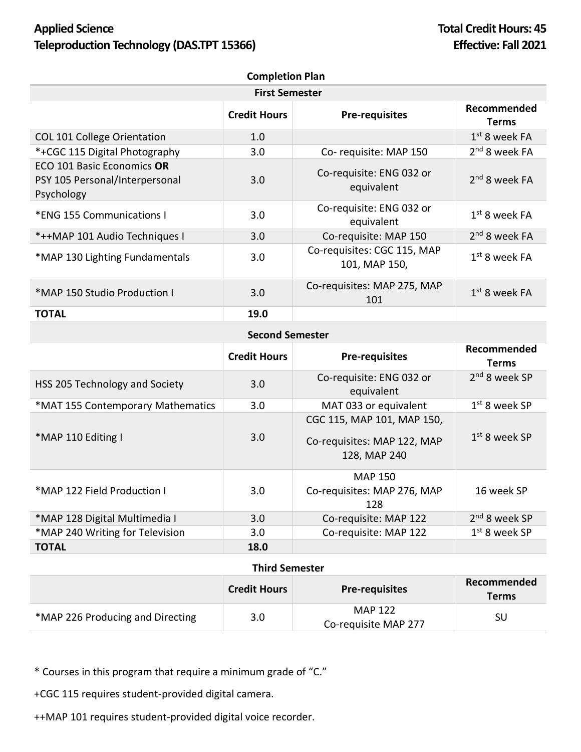**Applied Science**
**Teleproduction Technology (DAS.TPT 15366)**

**Total Credit Hours: 45**
**Effective: Fall 2021**

**Completion Plan**

**First Semester**

| | Credit Hours | Pre-requisites | Recommended Terms |
|---|---|---|---|
| COL 101 College Orientation | 1.0 | | 1st 8 week FA |
| *+CGC 115 Digital Photography | 3.0 | Co- requisite: MAP 150 | 2nd 8 week FA |
| ECO 101 Basic Economics **OR** PSY 105 Personal/Interpersonal Psychology | 3.0 | Co-requisite: ENG 032 or equivalent | 2nd 8 week FA |
| *ENG 155 Communications I | 3.0 | Co-requisite: ENG 032 or equivalent | 1st 8 week FA |
| *++MAP 101 Audio Techniques I | 3.0 | Co-requisite: MAP 150 | 2nd 8 week FA |
| *MAP 130 Lighting Fundamentals | 3.0 | Co-requisites: CGC 115, MAP 101, MAP 150, | 1st 8 week FA |
| *MAP 150 Studio Production I | 3.0 | Co-requisites: MAP 275, MAP 101 | 1st 8 week FA |
| **TOTAL** | **19.0** | | |

**Second Semester**

| | Credit Hours | Pre-requisites | Recommended Terms |
|---|---|---|---|
| HSS 205 Technology and Society | 3.0 | Co-requisite: ENG 032 or equivalent | 2nd 8 week SP |
| *MAT 155 Contemporary Mathematics | 3.0 | MAT 033 or equivalent | 1st 8 week SP |
| *MAP 110 Editing I | 3.0 | CGC 115, MAP 101, MAP 150, Co-requisites: MAP 122, MAP 128, MAP 240 | 1st 8 week SP |
| *MAP 122 Field Production I | 3.0 | MAP 150 Co-requisites: MAP 276, MAP 128 | 16 week SP |
| *MAP 128 Digital Multimedia I | 3.0 | Co-requisite: MAP 122 | 2nd 8 week SP |
| *MAP 240 Writing for Television | 3.0 | Co-requisite: MAP 122 | 1st 8 week SP |
| **TOTAL** | **18.0** | | |

**Third Semester**

| | Credit Hours | Pre-requisites | Recommended Terms |
|---|---|---|---|
| *MAP 226 Producing and Directing | 3.0 | MAP 122 Co-requisite MAP 277 | SU |

* Courses in this program that require a minimum grade of "C."

+CGC 115 requires student-provided digital camera.

++MAP 101 requires student-provided digital voice recorder.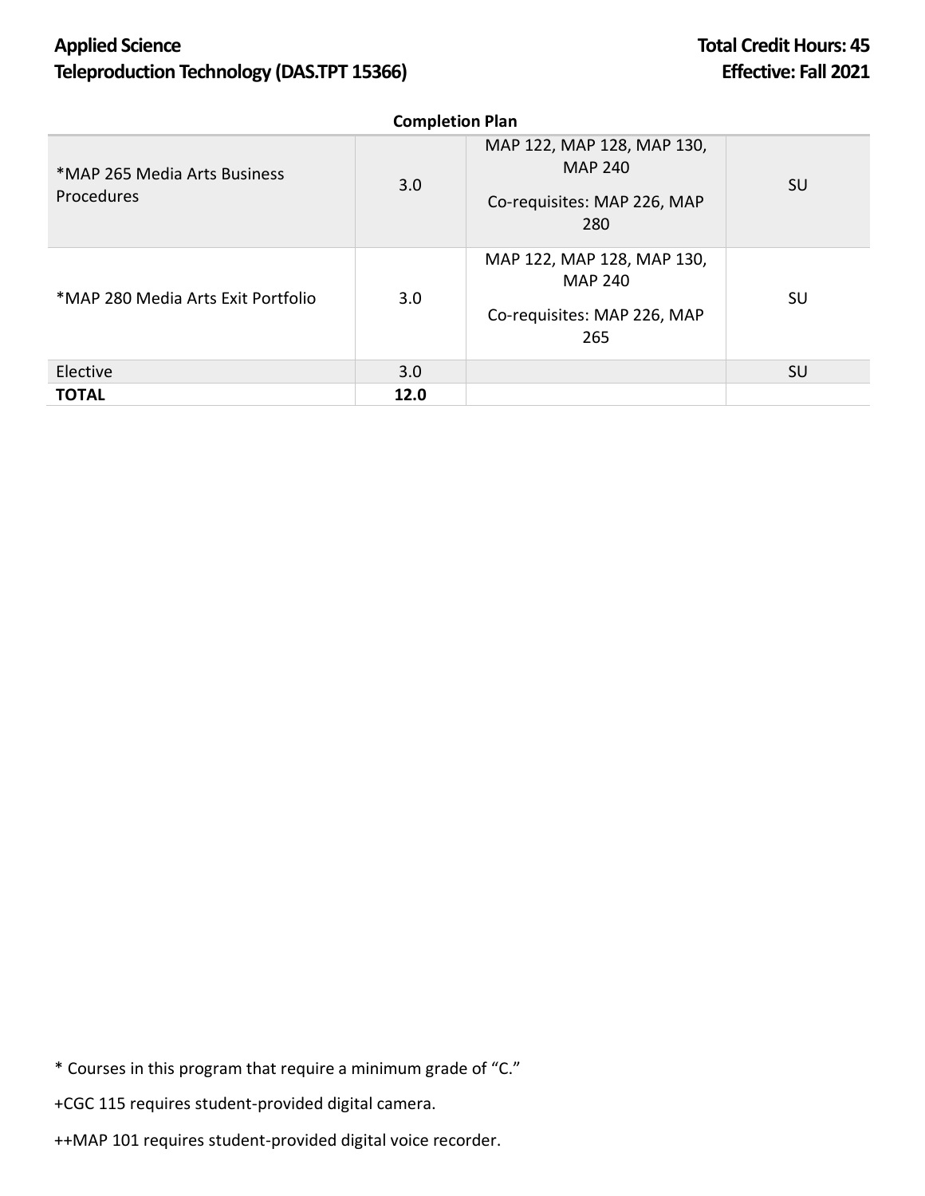**Applied Science**
**Teleproduction Technology (DAS.TPT 15366)**

**Total Credit Hours: 45**
**Effective: Fall 2021**

**Completion Plan**

| | | | |
|---|---|---|---|
| *MAP 265 Media Arts Business Procedures | 3.0 | MAP 122, MAP 128, MAP 130, MAP 240<br><br>Co-requisites: MAP 226, MAP 280 | SU |
| *MAP 280 Media Arts Exit Portfolio | 3.0 | MAP 122, MAP 128, MAP 130, MAP 240<br><br>Co-requisites: MAP 226, MAP 265 | SU |
| Elective | 3.0 | | SU |
| **TOTAL** | **12.0** | | |

* Courses in this program that require a minimum grade of "C."

+CGC 115 requires student-provided digital camera.

++MAP 101 requires student-provided digital voice recorder.